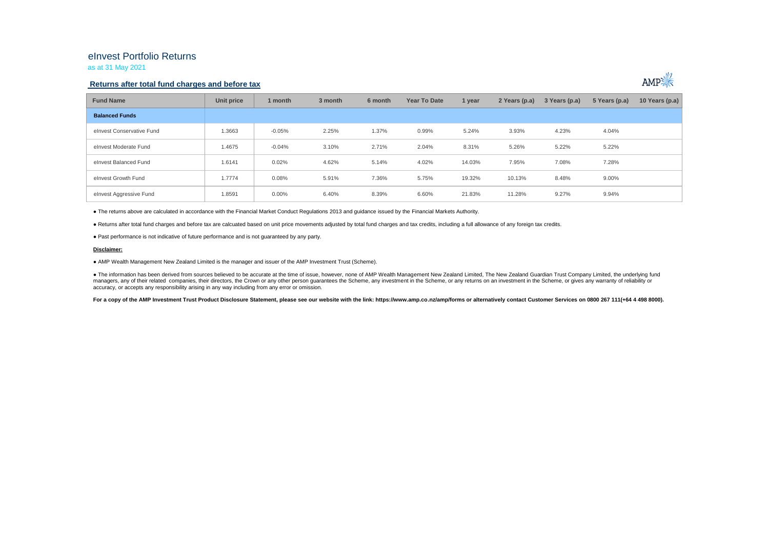# eInvest Portfolio Returns

as at 31 May 2021

## Returns after total fund charges and before tax

| Fund Name | Unit price | 1 month | 3 month | 6 month | Year To Date | 1 year | 2 Years (p.a) | 3 Years (p.a) | 5 Years (p.a) | 10 Years (p.a) |
|---|---|---|---|---|---|---|---|---|---|---|
| **Balanced Funds** | | | | | | | | | | |
| eInvest Conservative Fund | 1.3663 | -0.05% | 2.25% | 1.37% | 0.99% | 5.24% | 3.93% | 4.23% | 4.04% | |
| eInvest Moderate Fund | 1.4675 | -0.04% | 3.10% | 2.71% | 2.04% | 8.31% | 5.26% | 5.22% | 5.22% | |
| eInvest Balanced Fund | 1.6141 | 0.02% | 4.62% | 5.14% | 4.02% | 14.03% | 7.95% | 7.08% | 7.28% | |
| eInvest Growth Fund | 1.7774 | 0.08% | 5.91% | 7.36% | 5.75% | 19.32% | 10.13% | 8.48% | 9.00% | |
| eInvest Aggressive Fund | 1.8591 | 0.00% | 6.40% | 8.39% | 6.60% | 21.83% | 11.28% | 9.27% | 9.94% | |

● The returns above are calculated in accordance with the Financial Market Conduct Regulations 2013 and guidance issued by the Financial Markets Authority.

● Returns after total fund charges and before tax are calcuated based on unit price movements adjusted by total fund charges and tax credits, including a full allowance of any foreign tax credits.

● Past performance is not indicative of future performance and is not guaranteed by any party.

**Disclaimer:**

● AMP Wealth Management New Zealand Limited is the manager and issuer of the AMP Investment Trust (Scheme).

● The information has been derived from sources believed to be accurate at the time of issue, however, none of AMP Wealth Management New Zealand Limited, The New Zealand Guardian Trust Company Limited, the underlying fund managers, any of their related companies, their directors, the Crown or any other person guarantees the Scheme, any investment in the Scheme, or any returns on an investment in the Scheme, or gives any warranty of reliability or accuracy, or accepts any responsibility arising in any way including from any error or omission.

**For a copy of the AMP Investment Trust Product Disclosure Statement, please see our website with the link: https://www.amp.co.nz/amp/forms or alternatively contact Customer Services on 0800 267 111(+64 4 498 8000).**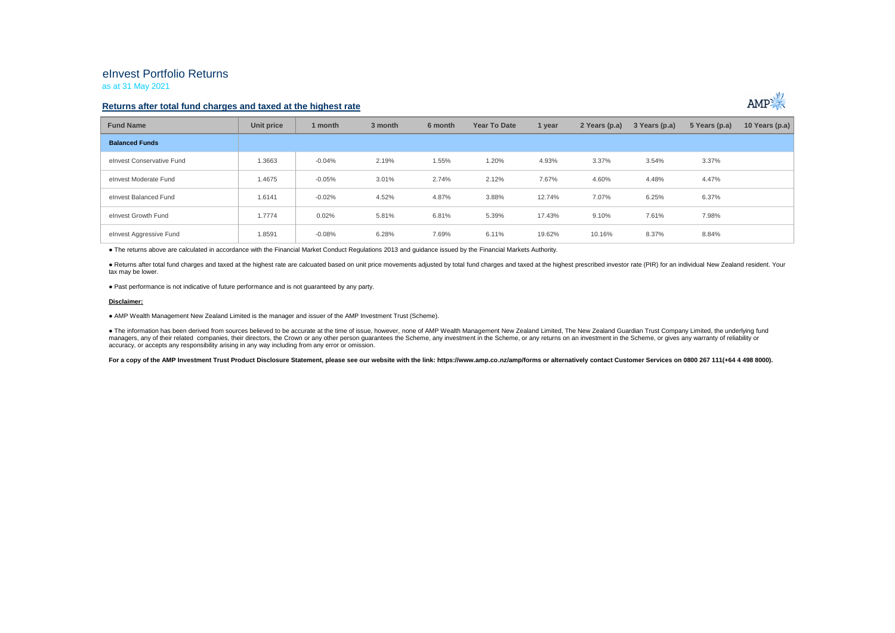# eInvest Portfolio Returns

as at 31 May 2021

## Returns after total fund charges and taxed at the highest rate

AMP

| Fund Name | Unit price | 1 month | 3 month | 6 month | Year To Date | 1 year | 2 Years (p.a) | 3 Years (p.a) | 5 Years (p.a) | 10 Years (p.a) |
|---|---|---|---|---|---|---|---|---|---|---|
| **Balanced Funds** | | | | | | | | | | |
| eInvest Conservative Fund | 1.3663 | -0.04% | 2.19% | 1.55% | 1.20% | 4.93% | 3.37% | 3.54% | 3.37% | |
| eInvest Moderate Fund | 1.4675 | -0.05% | 3.01% | 2.74% | 2.12% | 7.67% | 4.60% | 4.48% | 4.47% | |
| eInvest Balanced Fund | 1.6141 | -0.02% | 4.52% | 4.87% | 3.88% | 12.74% | 7.07% | 6.25% | 6.37% | |
| eInvest Growth Fund | 1.7774 | 0.02% | 5.81% | 6.81% | 5.39% | 17.43% | 9.10% | 7.61% | 7.98% | |
| eInvest Aggressive Fund | 1.8591 | -0.08% | 6.28% | 7.69% | 6.11% | 19.62% | 10.16% | 8.37% | 8.84% | |

- The returns above are calculated in accordance with the Financial Market Conduct Regulations 2013 and guidance issued by the Financial Markets Authority.

- Returns after total fund charges and taxed at the highest rate are calcuated based on unit price movements adjusted by total fund charges and taxed at the highest prescribed investor rate (PIR) for an individual New Zealand resident. Your tax may be lower.

- Past performance is not indicative of future performance and is not guaranteed by any party.

**Disclaimer:**

- AMP Wealth Management New Zealand Limited is the manager and issuer of the AMP Investment Trust (Scheme).

- The information has been derived from sources believed to be accurate at the time of issue, however, none of AMP Wealth Management New Zealand Limited, The New Zealand Guardian Trust Company Limited, the underlying fund managers, any of their related companies, their directors, the Crown or any other person guarantees the Scheme, any investment in the Scheme, or any returns on an investment in the Scheme, or gives any warranty of reliability or accuracy, or accepts any responsibility arising in any way including from any error or omission.

**For a copy of the AMP Investment Trust Product Disclosure Statement, please see our website with the link: https://www.amp.co.nz/amp/forms or alternatively contact Customer Services on 0800 267 111(+64 4 498 8000).**